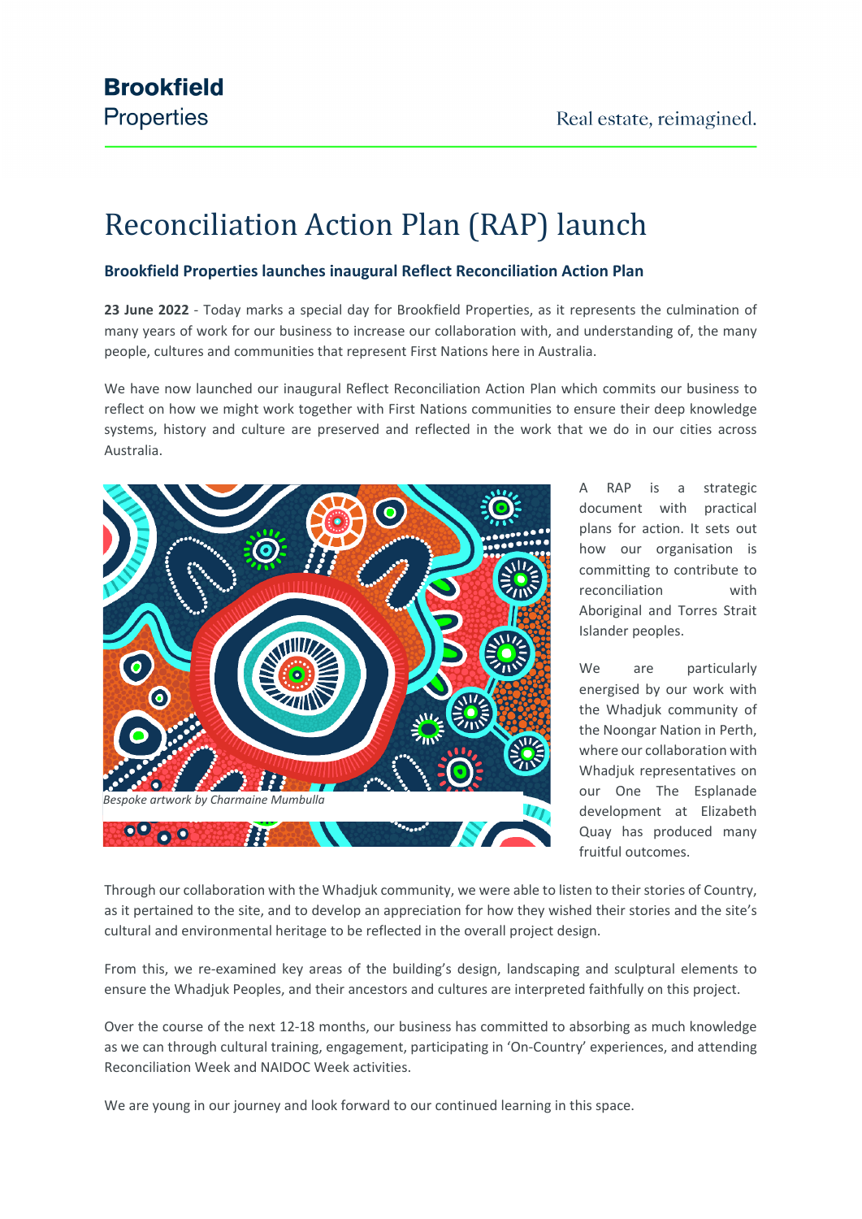# Reconciliation Action Plan (RAP) launch

**Brookfield Properties launches inaugural Reflect Reconciliation Action Plan**

**23 June 2022** - Today marks a special day for Brookfield Properties, as it represents the culmination of many years of work for our business to increase our collaboration with, and understanding of, the many people, cultures and communities that represent First Nations here in Australia.

We have now launched our inaugural Reflect Reconciliation Action Plan which commits our business to reflect on how we might work together with First Nations communities to ensure their deep knowledge systems, history and culture are preserved and reflected in the work that we do in our cities across Australia.

*Bespoke artwork by Charmaine Mumbulla*

A RAP is a strategic document with practical plans for action. It sets out how our organisation is committing to contribute to reconciliation with Aboriginal and Torres Strait Islander peoples.

We are particularly energised by our work with the Whadjuk community of the Noongar Nation in Perth, where our collaboration with Whadjuk representatives on our One The Esplanade development at Elizabeth Quay has produced many fruitful outcomes.

Through our collaboration with the Whadjuk community, we were able to listen to their stories of Country, as it pertained to the site, and to develop an appreciation for how they wished their stories and the site's cultural and environmental heritage to be reflected in the overall project design.

From this, we re-examined key areas of the building's design, landscaping and sculptural elements to ensure the Whadjuk Peoples, and their ancestors and cultures are interpreted faithfully on this project.

Over the course of the next 12-18 months, our business has committed to absorbing as much knowledge as we can through cultural training, engagement, participating in 'On-Country' experiences, and attending Reconciliation Week and NAIDOC Week activities.

We are young in our journey and look forward to our continued learning in this space.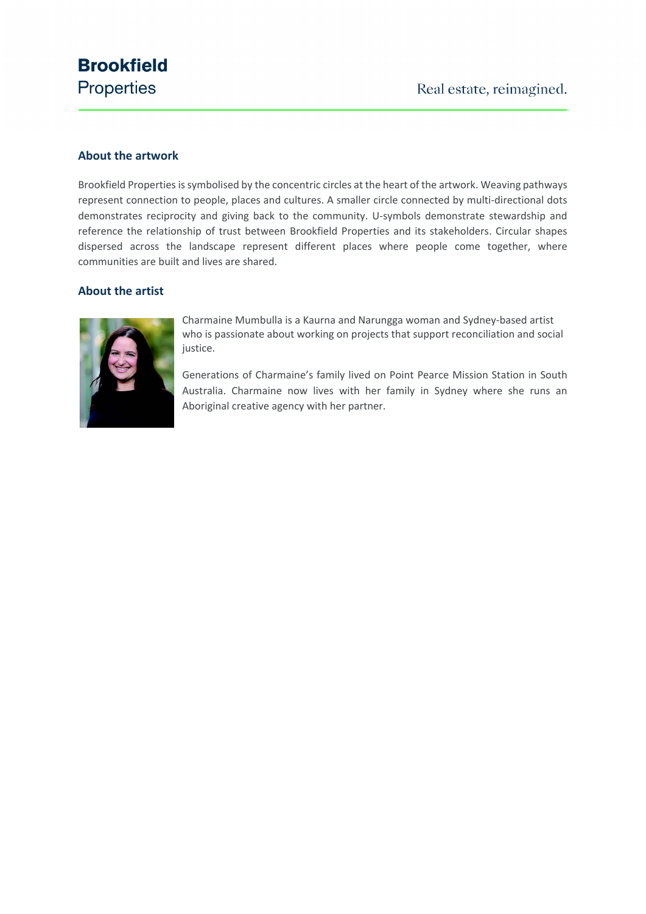## About the artwork

Brookfield Properties is symbolised by the concentric circles at the heart of the artwork. Weaving pathways represent connection to people, places and cultures. A smaller circle connected by multi-directional dots demonstrates reciprocity and giving back to the community. U-symbols demonstrate stewardship and reference the relationship of trust between Brookfield Properties and its stakeholders. Circular shapes dispersed across the landscape represent different places where people come together, where communities are built and lives are shared.

## About the artist

Charmaine Mumbulla is a Kaurna and Narungga woman and Sydney-based artist who is passionate about working on projects that support reconciliation and social justice.

Generations of Charmaine's family lived on Point Pearce Mission Station in South Australia. Charmaine now lives with her family in Sydney where she runs an Aboriginal creative agency with her partner.